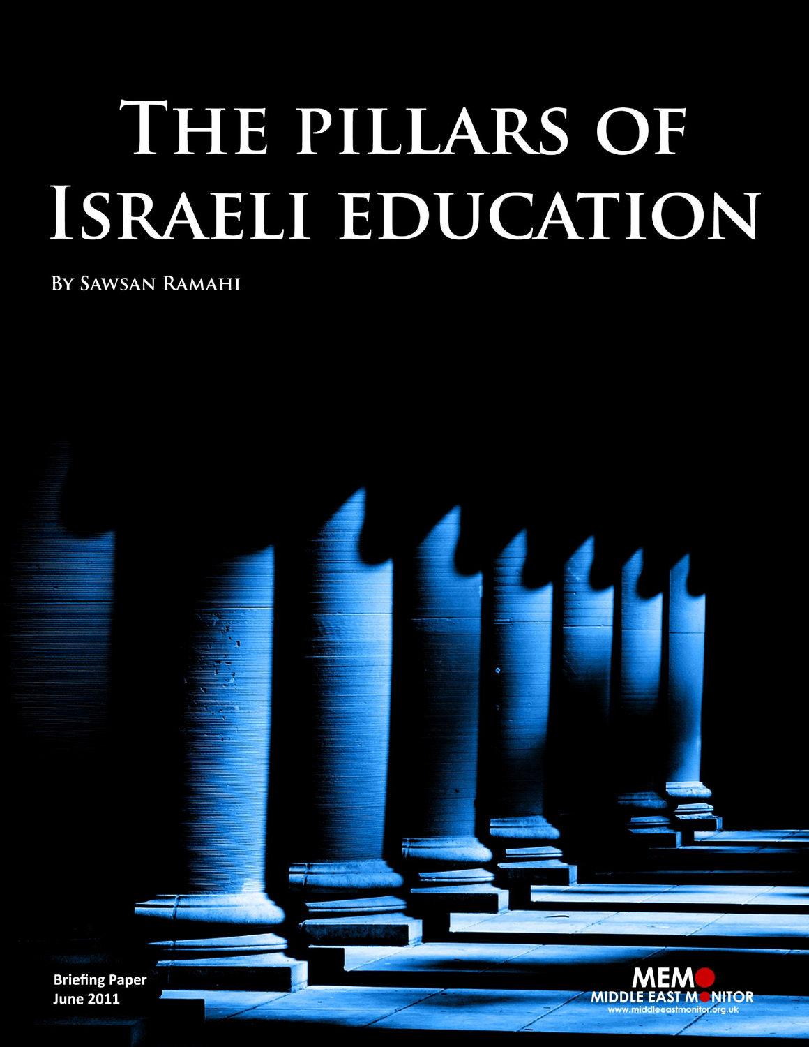# The pillars of Israeli education

By Sawsan Ramahi

Briefing Paper
June 2011

MEMO
MIDDLE EAST MONITOR
www.middleeastmonitor.org.uk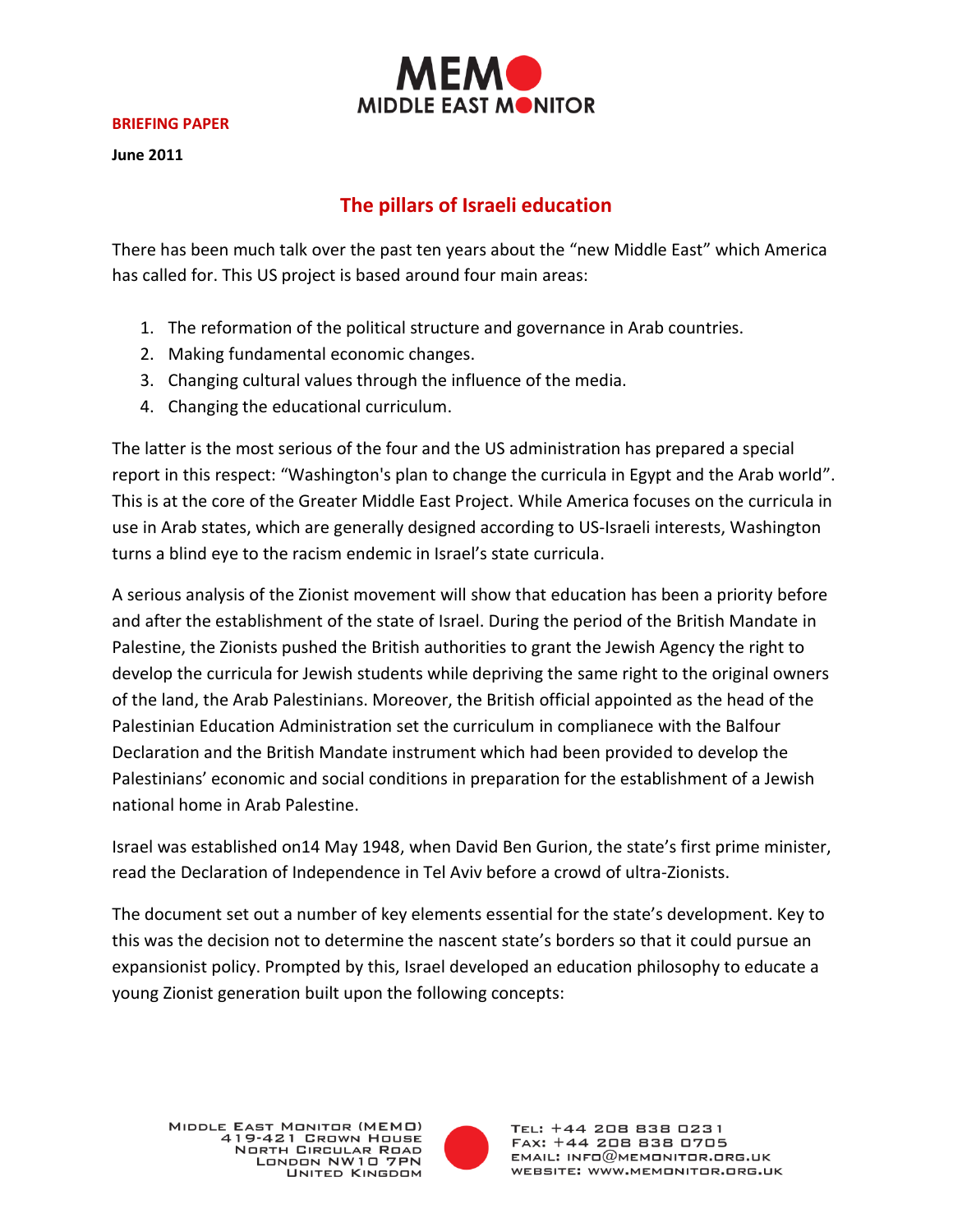**BRIEFING PAPER**

**June 2011**

## The pillars of Israeli education

There has been much talk over the past ten years about the "new Middle East" which America has called for. This US project is based around four main areas:

1. The reformation of the political structure and governance in Arab countries.
2. Making fundamental economic changes.
3. Changing cultural values through the influence of the media.
4. Changing the educational curriculum.

The latter is the most serious of the four and the US administration has prepared a special report in this respect: "Washington's plan to change the curricula in Egypt and the Arab world". This is at the core of the Greater Middle East Project. While America focuses on the curricula in use in Arab states, which are generally designed according to US-Israeli interests, Washington turns a blind eye to the racism endemic in Israel's state curricula.

A serious analysis of the Zionist movement will show that education has been a priority before and after the establishment of the state of Israel. During the period of the British Mandate in Palestine, the Zionists pushed the British authorities to grant the Jewish Agency the right to develop the curricula for Jewish students while depriving the same right to the original owners of the land, the Arab Palestinians. Moreover, the British official appointed as the head of the Palestinian Education Administration set the curriculum in complianece with the Balfour Declaration and the British Mandate instrument which had been provided to develop the Palestinians' economic and social conditions in preparation for the establishment of a Jewish national home in Arab Palestine.

Israel was established on14 May 1948, when David Ben Gurion, the state's first prime minister, read the Declaration of Independence in Tel Aviv before a crowd of ultra-Zionists.

The document set out a number of key elements essential for the state's development. Key to this was the decision not to determine the nascent state's borders so that it could pursue an expansionist policy. Prompted by this, Israel developed an education philosophy to educate a young Zionist generation built upon the following concepts: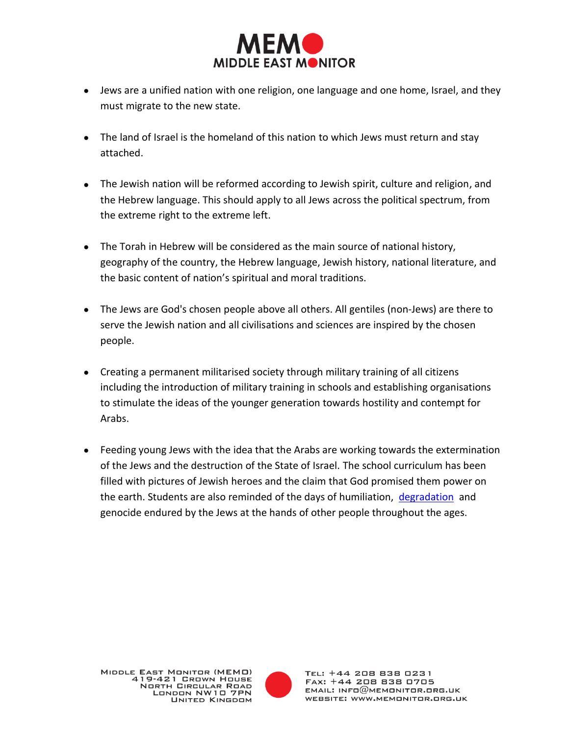- Jews are a unified nation with one religion, one language and one home, Israel, and they must migrate to the new state.

- The land of Israel is the homeland of this nation to which Jews must return and stay attached.

- The Jewish nation will be reformed according to Jewish spirit, culture and religion, and the Hebrew language. This should apply to all Jews across the political spectrum, from the extreme right to the extreme left.

- The Torah in Hebrew will be considered as the main source of national history, geography of the country, the Hebrew language, Jewish history, national literature, and the basic content of nation's spiritual and moral traditions.

- The Jews are God's chosen people above all others. All gentiles (non-Jews) are there to serve the Jewish nation and all civilisations and sciences are inspired by the chosen people.

- Creating a permanent militarised society through military training of all citizens including the introduction of military training in schools and establishing organisations to stimulate the ideas of the younger generation towards hostility and contempt for Arabs.

- Feeding young Jews with the idea that the Arabs are working towards the extermination of the Jews and the destruction of the State of Israel. The school curriculum has been filled with pictures of Jewish heroes and the claim that God promised them power on the earth. Students are also reminded of the days of humiliation, degradation and genocide endured by the Jews at the hands of other people throughout the ages.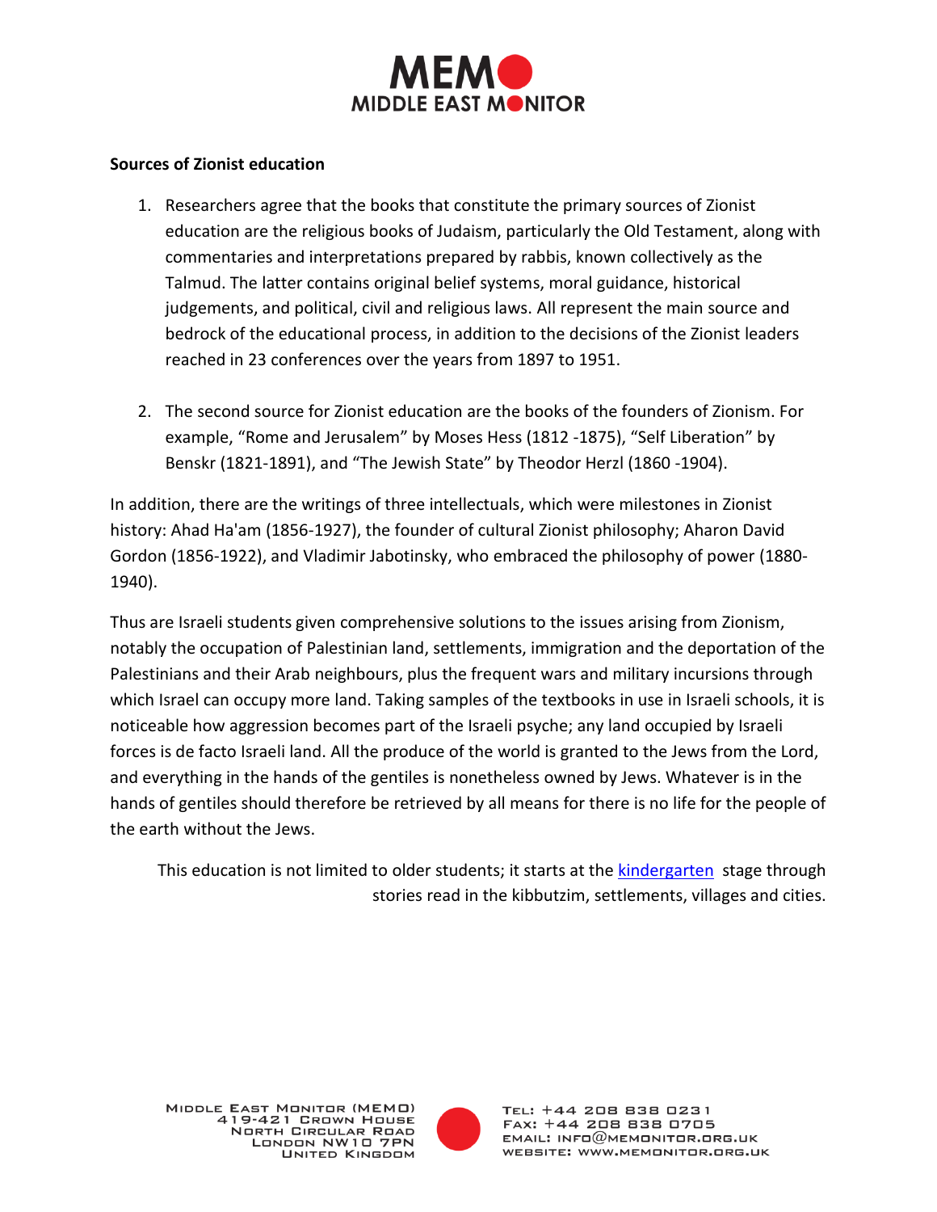**Sources of Zionist education**

1. Researchers agree that the books that constitute the primary sources of Zionist education are the religious books of Judaism, particularly the Old Testament, along with commentaries and interpretations prepared by rabbis, known collectively as the Talmud. The latter contains original belief systems, moral guidance, historical judgements, and political, civil and religious laws. All represent the main source and bedrock of the educational process, in addition to the decisions of the Zionist leaders reached in 23 conferences over the years from 1897 to 1951.

2. The second source for Zionist education are the books of the founders of Zionism. For example, "Rome and Jerusalem" by Moses Hess (1812 -1875), "Self Liberation" by Benskr (1821-1891), and "The Jewish State" by Theodor Herzl (1860 -1904).

In addition, there are the writings of three intellectuals, which were milestones in Zionist history: Ahad Ha'am (1856-1927), the founder of cultural Zionist philosophy; Aharon David Gordon (1856-1922), and Vladimir Jabotinsky, who embraced the philosophy of power (1880-1940).

Thus are Israeli students given comprehensive solutions to the issues arising from Zionism, notably the occupation of Palestinian land, settlements, immigration and the deportation of the Palestinians and their Arab neighbours, plus the frequent wars and military incursions through which Israel can occupy more land. Taking samples of the textbooks in use in Israeli schools, it is noticeable how aggression becomes part of the Israeli psyche; any land occupied by Israeli forces is de facto Israeli land. All the produce of the world is granted to the Jews from the Lord, and everything in the hands of the gentiles is nonetheless owned by Jews. Whatever is in the hands of gentiles should therefore be retrieved by all means for there is no life for the people of the earth without the Jews.

This education is not limited to older students; it starts at the kindergarten stage through stories read in the kibbutzim, settlements, villages and cities.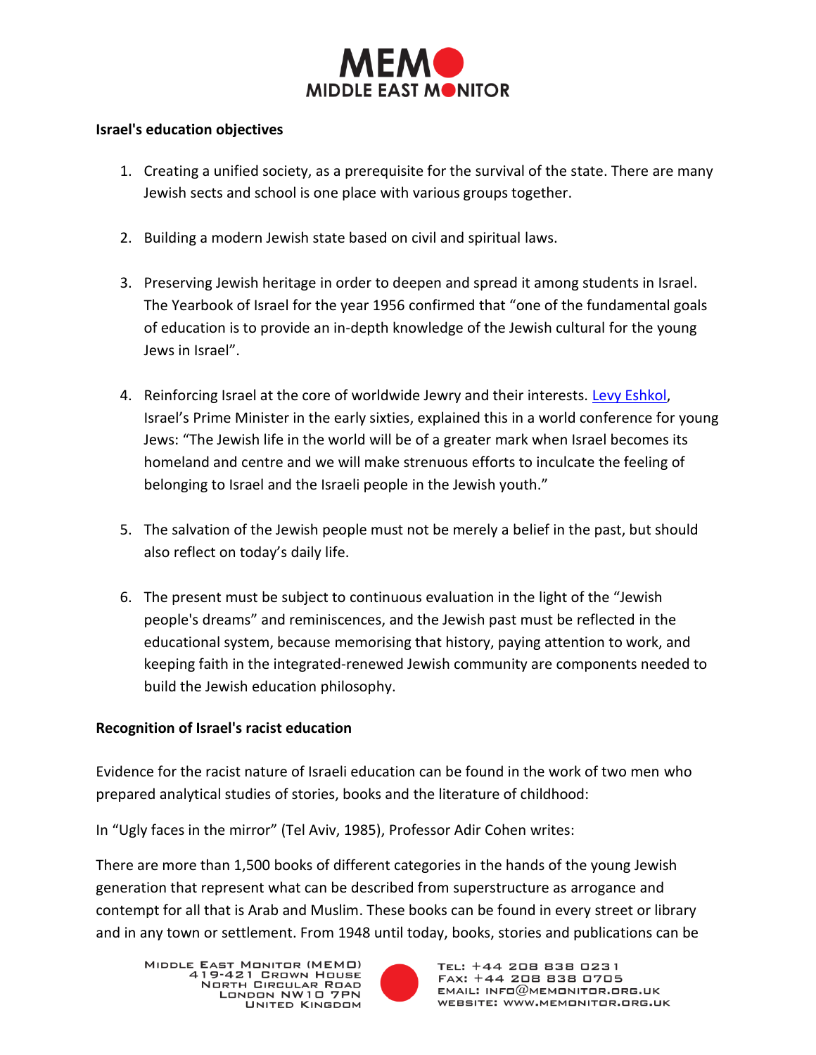**Israel's education objectives**

1. Creating a unified society, as a prerequisite for the survival of the state. There are many Jewish sects and school is one place with various groups together.

2. Building a modern Jewish state based on civil and spiritual laws.

3. Preserving Jewish heritage in order to deepen and spread it among students in Israel. The Yearbook of Israel for the year 1956 confirmed that "one of the fundamental goals of education is to provide an in-depth knowledge of the Jewish cultural for the young Jews in Israel".

4. Reinforcing Israel at the core of worldwide Jewry and their interests. Levy Eshkol, Israel's Prime Minister in the early sixties, explained this in a world conference for young Jews: "The Jewish life in the world will be of a greater mark when Israel becomes its homeland and centre and we will make strenuous efforts to inculcate the feeling of belonging to Israel and the Israeli people in the Jewish youth."

5. The salvation of the Jewish people must not be merely a belief in the past, but should also reflect on today's daily life.

6. The present must be subject to continuous evaluation in the light of the "Jewish people's dreams" and reminiscences, and the Jewish past must be reflected in the educational system, because memorising that history, paying attention to work, and keeping faith in the integrated-renewed Jewish community are components needed to build the Jewish education philosophy.

**Recognition of Israel's racist education**

Evidence for the racist nature of Israeli education can be found in the work of two men who prepared analytical studies of stories, books and the literature of childhood:

In "Ugly faces in the mirror" (Tel Aviv, 1985), Professor Adir Cohen writes:

There are more than 1,500 books of different categories in the hands of the young Jewish generation that represent what can be described from superstructure as arrogance and contempt for all that is Arab and Muslim. These books can be found in every street or library and in any town or settlement. From 1948 until today, books, stories and publications can be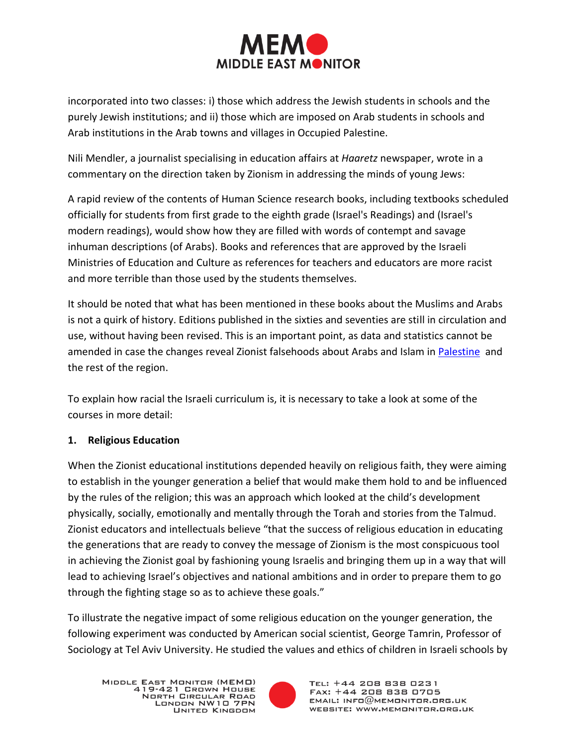incorporated into two classes: i) those which address the Jewish students in schools and the purely Jewish institutions; and ii) those which are imposed on Arab students in schools and Arab institutions in the Arab towns and villages in Occupied Palestine.

Nili Mendler, a journalist specialising in education affairs at *Haaretz* newspaper, wrote in a commentary on the direction taken by Zionism in addressing the minds of young Jews:

A rapid review of the contents of Human Science research books, including textbooks scheduled officially for students from first grade to the eighth grade (Israel's Readings) and (Israel's modern readings), would show how they are filled with words of contempt and savage inhuman descriptions (of Arabs). Books and references that are approved by the Israeli Ministries of Education and Culture as references for teachers and educators are more racist and more terrible than those used by the students themselves.

It should be noted that what has been mentioned in these books about the Muslims and Arabs is not a quirk of history. Editions published in the sixties and seventies are still in circulation and use, without having been revised. This is an important point, as data and statistics cannot be amended in case the changes reveal Zionist falsehoods about Arabs and Islam in Palestine and the rest of the region.

To explain how racial the Israeli curriculum is, it is necessary to take a look at some of the courses in more detail:

**1. Religious Education**

When the Zionist educational institutions depended heavily on religious faith, they were aiming to establish in the younger generation a belief that would make them hold to and be influenced by the rules of the religion; this was an approach which looked at the child's development physically, socially, emotionally and mentally through the Torah and stories from the Talmud. Zionist educators and intellectuals believe "that the success of religious education in educating the generations that are ready to convey the message of Zionism is the most conspicuous tool in achieving the Zionist goal by fashioning young Israelis and bringing them up in a way that will lead to achieving Israel's objectives and national ambitions and in order to prepare them to go through the fighting stage so as to achieve these goals."

To illustrate the negative impact of some religious education on the younger generation, the following experiment was conducted by American social scientist, George Tamrin, Professor of Sociology at Tel Aviv University. He studied the values and ethics of children in Israeli schools by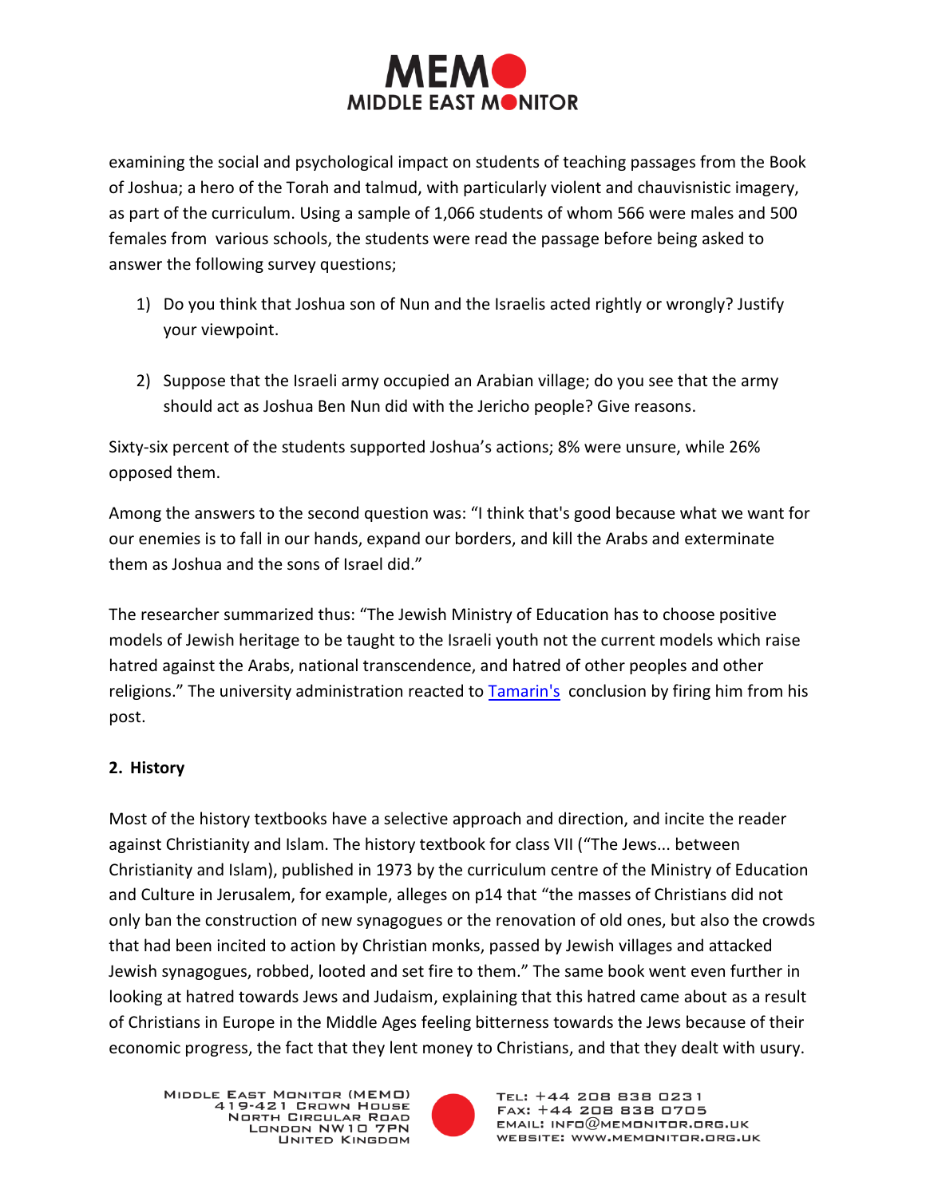examining the social and psychological impact on students of teaching passages from the Book of Joshua; a hero of the Torah and talmud, with particularly violent and chauvisnistic imagery, as part of the curriculum. Using a sample of 1,066 students of whom 566 were males and 500 females from various schools, the students were read the passage before being asked to answer the following survey questions;

1) Do you think that Joshua son of Nun and the Israelis acted rightly or wrongly? Justify your viewpoint.

2) Suppose that the Israeli army occupied an Arabian village; do you see that the army should act as Joshua Ben Nun did with the Jericho people? Give reasons.

Sixty-six percent of the students supported Joshua's actions; 8% were unsure, while 26% opposed them.

Among the answers to the second question was: "I think that's good because what we want for our enemies is to fall in our hands, expand our borders, and kill the Arabs and exterminate them as Joshua and the sons of Israel did."

The researcher summarized thus: "The Jewish Ministry of Education has to choose positive models of Jewish heritage to be taught to the Israeli youth not the current models which raise hatred against the Arabs, national transcendence, and hatred of other peoples and other religions." The university administration reacted to Tamarin's conclusion by firing him from his post.

## 2. History

Most of the history textbooks have a selective approach and direction, and incite the reader against Christianity and Islam. The history textbook for class VII ("The Jews... between Christianity and Islam), published in 1973 by the curriculum centre of the Ministry of Education and Culture in Jerusalem, for example, alleges on p14 that "the masses of Christians did not only ban the construction of new synagogues or the renovation of old ones, but also the crowds that had been incited to action by Christian monks, passed by Jewish villages and attacked Jewish synagogues, robbed, looted and set fire to them." The same book went even further in looking at hatred towards Jews and Judaism, explaining that this hatred came about as a result of Christians in Europe in the Middle Ages feeling bitterness towards the Jews because of their economic progress, the fact that they lent money to Christians, and that they dealt with usury.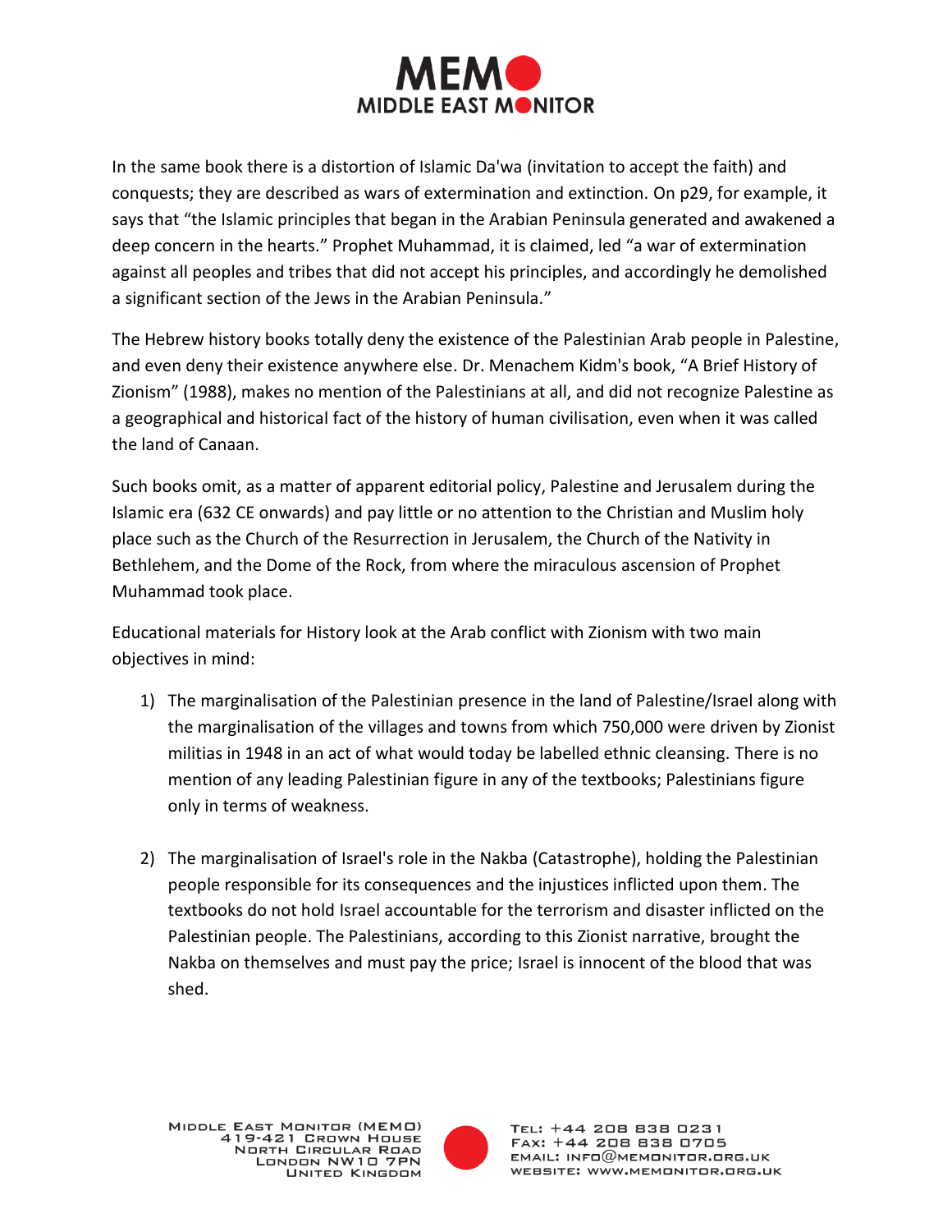In the same book there is a distortion of Islamic Da'wa (invitation to accept the faith) and conquests; they are described as wars of extermination and extinction. On p29, for example, it says that "the Islamic principles that began in the Arabian Peninsula generated and awakened a deep concern in the hearts." Prophet Muhammad, it is claimed, led "a war of extermination against all peoples and tribes that did not accept his principles, and accordingly he demolished a significant section of the Jews in the Arabian Peninsula."

The Hebrew history books totally deny the existence of the Palestinian Arab people in Palestine, and even deny their existence anywhere else. Dr. Menachem Kidm's book, "A Brief History of Zionism" (1988), makes no mention of the Palestinians at all, and did not recognize Palestine as a geographical and historical fact of the history of human civilisation, even when it was called the land of Canaan.

Such books omit, as a matter of apparent editorial policy, Palestine and Jerusalem during the Islamic era (632 CE onwards) and pay little or no attention to the Christian and Muslim holy place such as the Church of the Resurrection in Jerusalem, the Church of the Nativity in Bethlehem, and the Dome of the Rock, from where the miraculous ascension of Prophet Muhammad took place.

Educational materials for History look at the Arab conflict with Zionism with two main objectives in mind:

1) The marginalisation of the Palestinian presence in the land of Palestine/Israel along with the marginalisation of the villages and towns from which 750,000 were driven by Zionist militias in 1948 in an act of what would today be labelled ethnic cleansing. There is no mention of any leading Palestinian figure in any of the textbooks; Palestinians figure only in terms of weakness.

2) The marginalisation of Israel's role in the Nakba (Catastrophe), holding the Palestinian people responsible for its consequences and the injustices inflicted upon them. The textbooks do not hold Israel accountable for the terrorism and disaster inflicted on the Palestinian people. The Palestinians, according to this Zionist narrative, brought the Nakba on themselves and must pay the price; Israel is innocent of the blood that was shed.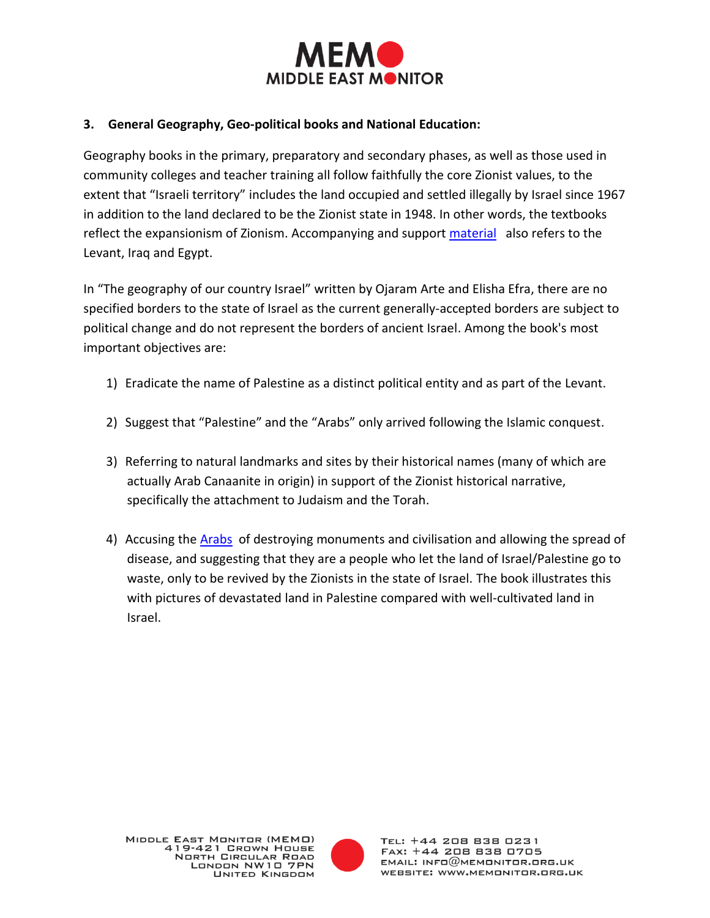### 3. General Geography, Geo-political books and National Education:

Geography books in the primary, preparatory and secondary phases, as well as those used in community colleges and teacher training all follow faithfully the core Zionist values, to the extent that "Israeli territory" includes the land occupied and settled illegally by Israel since 1967 in addition to the land declared to be the Zionist state in 1948. In other words, the textbooks reflect the expansionism of Zionism. Accompanying and support material also refers to the Levant, Iraq and Egypt.

In "The geography of our country Israel" written by Ojaram Arte and Elisha Efra, there are no specified borders to the state of Israel as the current generally-accepted borders are subject to political change and do not represent the borders of ancient Israel. Among the book's most important objectives are:

1) Eradicate the name of Palestine as a distinct political entity and as part of the Levant.

2) Suggest that "Palestine" and the "Arabs" only arrived following the Islamic conquest.

3) Referring to natural landmarks and sites by their historical names (many of which are actually Arab Canaanite in origin) in support of the Zionist historical narrative, specifically the attachment to Judaism and the Torah.

4) Accusing the Arabs of destroying monuments and civilisation and allowing the spread of disease, and suggesting that they are a people who let the land of Israel/Palestine go to waste, only to be revived by the Zionists in the state of Israel. The book illustrates this with pictures of devastated land in Palestine compared with well-cultivated land in Israel.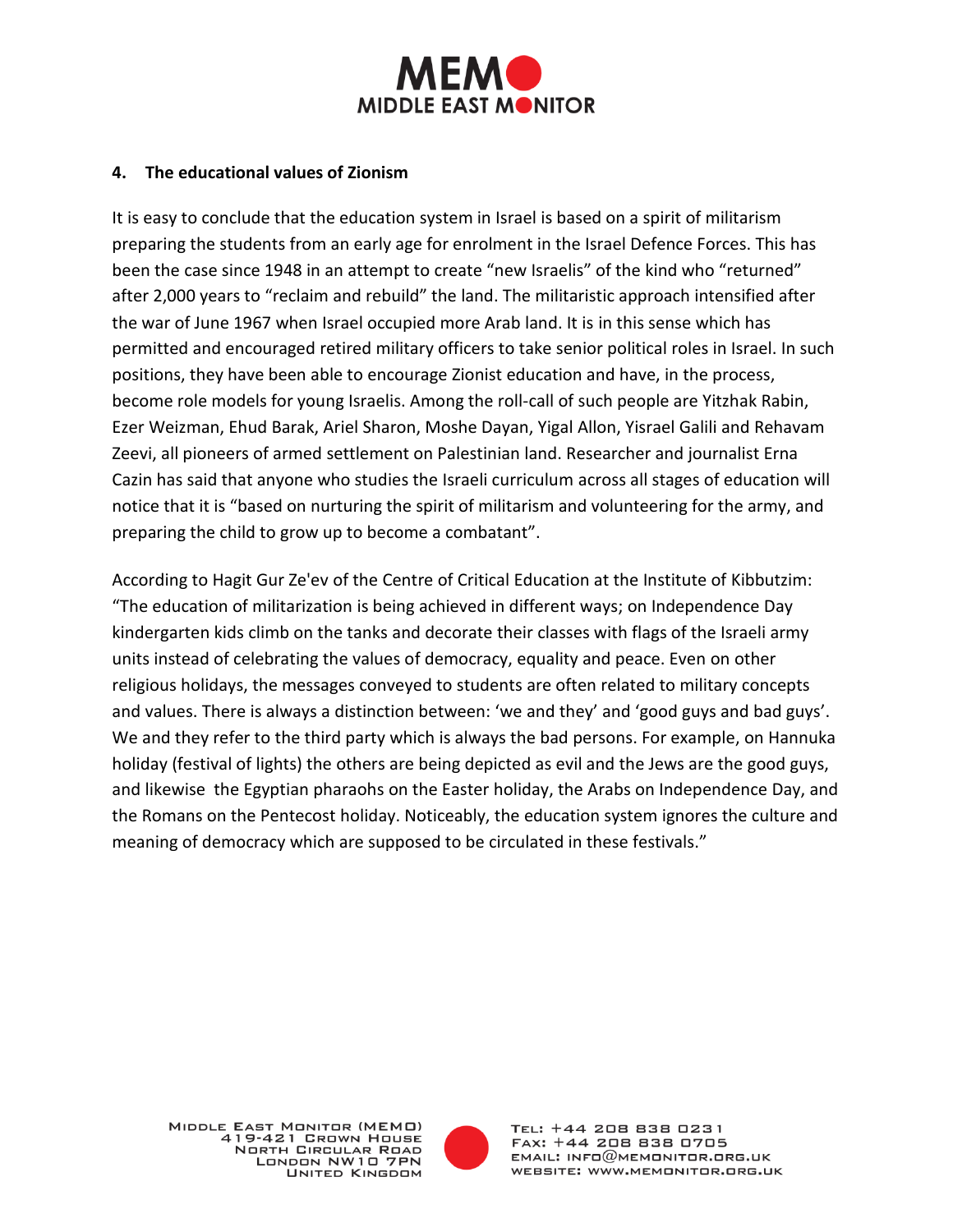## 4. The educational values of Zionism

It is easy to conclude that the education system in Israel is based on a spirit of militarism preparing the students from an early age for enrolment in the Israel Defence Forces. This has been the case since 1948 in an attempt to create "new Israelis" of the kind who "returned" after 2,000 years to "reclaim and rebuild" the land. The militaristic approach intensified after the war of June 1967 when Israel occupied more Arab land. It is in this sense which has permitted and encouraged retired military officers to take senior political roles in Israel. In such positions, they have been able to encourage Zionist education and have, in the process, become role models for young Israelis. Among the roll-call of such people are Yitzhak Rabin, Ezer Weizman, Ehud Barak, Ariel Sharon, Moshe Dayan, Yigal Allon, Yisrael Galili and Rehavam Zeevi, all pioneers of armed settlement on Palestinian land. Researcher and journalist Erna Cazin has said that anyone who studies the Israeli curriculum across all stages of education will notice that it is "based on nurturing the spirit of militarism and volunteering for the army, and preparing the child to grow up to become a combatant".

According to Hagit Gur Ze'ev of the Centre of Critical Education at the Institute of Kibbutzim: "The education of militarization is being achieved in different ways; on Independence Day kindergarten kids climb on the tanks and decorate their classes with flags of the Israeli army units instead of celebrating the values of democracy, equality and peace. Even on other religious holidays, the messages conveyed to students are often related to military concepts and values. There is always a distinction between: 'we and they' and 'good guys and bad guys'. We and they refer to the third party which is always the bad persons. For example, on Hannuka holiday (festival of lights) the others are being depicted as evil and the Jews are the good guys, and likewise the Egyptian pharaohs on the Easter holiday, the Arabs on Independence Day, and the Romans on the Pentecost holiday. Noticeably, the education system ignores the culture and meaning of democracy which are supposed to be circulated in these festivals."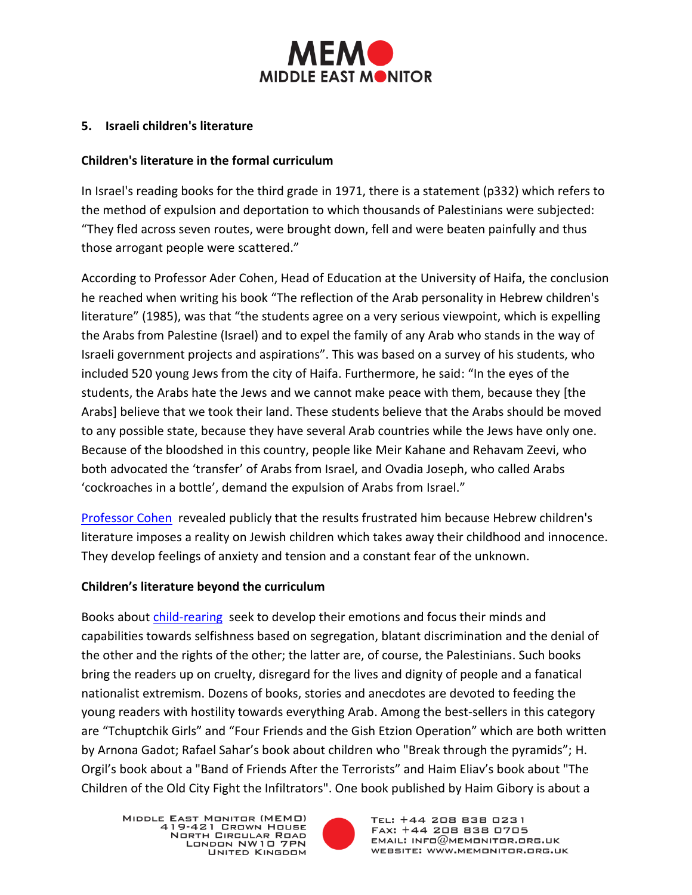## 5. Israeli children's literature

### Children's literature in the formal curriculum

In Israel's reading books for the third grade in 1971, there is a statement (p332) which refers to the method of expulsion and deportation to which thousands of Palestinians were subjected: "They fled across seven routes, were brought down, fell and were beaten painfully and thus those arrogant people were scattered."

According to Professor Ader Cohen, Head of Education at the University of Haifa, the conclusion he reached when writing his book "The reflection of the Arab personality in Hebrew children's literature" (1985), was that "the students agree on a very serious viewpoint, which is expelling the Arabs from Palestine (Israel) and to expel the family of any Arab who stands in the way of Israeli government projects and aspirations". This was based on a survey of his students, who included 520 young Jews from the city of Haifa. Furthermore, he said: "In the eyes of the students, the Arabs hate the Jews and we cannot make peace with them, because they [the Arabs] believe that we took their land. These students believe that the Arabs should be moved to any possible state, because they have several Arab countries while the Jews have only one. Because of the bloodshed in this country, people like Meir Kahane and Rehavam Zeevi, who both advocated the 'transfer' of Arabs from Israel, and Ovadia Joseph, who called Arabs 'cockroaches in a bottle', demand the expulsion of Arabs from Israel."

Professor Cohen revealed publicly that the results frustrated him because Hebrew children's literature imposes a reality on Jewish children which takes away their childhood and innocence. They develop feelings of anxiety and tension and a constant fear of the unknown.

### Children's literature beyond the curriculum

Books about child-rearing seek to develop their emotions and focus their minds and capabilities towards selfishness based on segregation, blatant discrimination and the denial of the other and the rights of the other; the latter are, of course, the Palestinians. Such books bring the readers up on cruelty, disregard for the lives and dignity of people and a fanatical nationalist extremism. Dozens of books, stories and anecdotes are devoted to feeding the young readers with hostility towards everything Arab. Among the best-sellers in this category are "Tchuptchik Girls" and "Four Friends and the Gish Etzion Operation" which are both written by Arnona Gadot; Rafael Sahar's book about children who "Break through the pyramids"; H. Orgil's book about a "Band of Friends After the Terrorists" and Haim Eliav's book about "The Children of the Old City Fight the Infiltrators". One book published by Haim Gibory is about a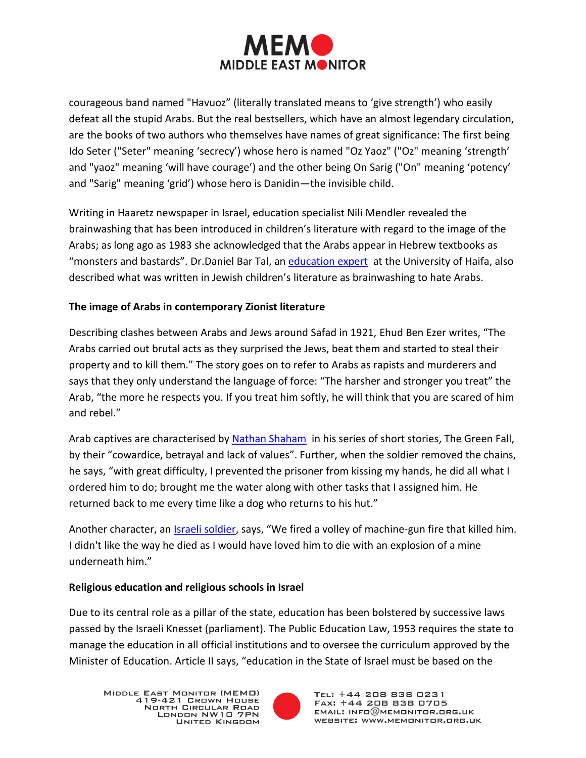courageous band named "Havuoz" (literally translated means to 'give strength') who easily defeat all the stupid Arabs. But the real bestsellers, which have an almost legendary circulation, are the books of two authors who themselves have names of great significance: The first being Ido Seter ("Seter" meaning 'secrecy') whose hero is named "Oz Yaoz" ("Oz" meaning 'strength' and "yaoz" meaning 'will have courage') and the other being On Sarig ("On" meaning 'potency' and "Sarig" meaning 'grid') whose hero is Danidin—the invisible child.

Writing in Haaretz newspaper in Israel, education specialist Nili Mendler revealed the brainwashing that has been introduced in children's literature with regard to the image of the Arabs; as long ago as 1983 she acknowledged that the Arabs appear in Hebrew textbooks as "monsters and bastards". Dr.Daniel Bar Tal, an education expert at the University of Haifa, also described what was written in Jewish children's literature as brainwashing to hate Arabs.

**The image of Arabs in contemporary Zionist literature**

Describing clashes between Arabs and Jews around Safad in 1921, Ehud Ben Ezer writes, "The Arabs carried out brutal acts as they surprised the Jews, beat them and started to steal their property and to kill them." The story goes on to refer to Arabs as rapists and murderers and says that they only understand the language of force: "The harsher and stronger you treat" the Arab, "the more he respects you. If you treat him softly, he will think that you are scared of him and rebel."

Arab captives are characterised by Nathan Shaham in his series of short stories, The Green Fall, by their "cowardice, betrayal and lack of values". Further, when the soldier removed the chains, he says, "with great difficulty, I prevented the prisoner from kissing my hands, he did all what I ordered him to do; brought me the water along with other tasks that I assigned him. He returned back to me every time like a dog who returns to his hut."

Another character, an Israeli soldier, says, "We fired a volley of machine-gun fire that killed him. I didn't like the way he died as I would have loved him to die with an explosion of a mine underneath him."

**Religious education and religious schools in Israel**

Due to its central role as a pillar of the state, education has been bolstered by successive laws passed by the Israeli Knesset (parliament). The Public Education Law, 1953 requires the state to manage the education in all official institutions and to oversee the curriculum approved by the Minister of Education. Article II says, "education in the State of Israel must be based on the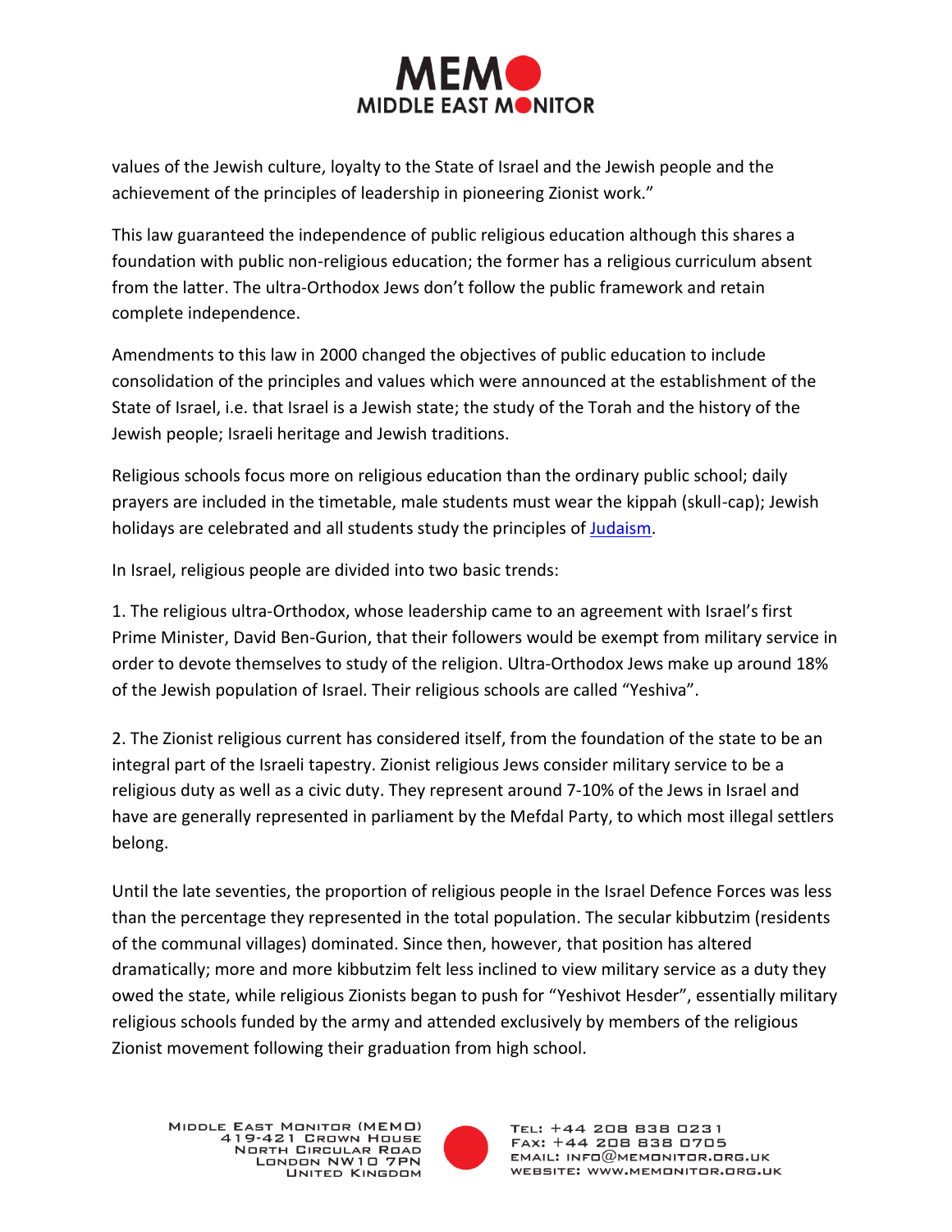values of the Jewish culture, loyalty to the State of Israel and the Jewish people and the achievement of the principles of leadership in pioneering Zionist work."

This law guaranteed the independence of public religious education although this shares a foundation with public non-religious education; the former has a religious curriculum absent from the latter. The ultra-Orthodox Jews don't follow the public framework and retain complete independence.

Amendments to this law in 2000 changed the objectives of public education to include consolidation of the principles and values which were announced at the establishment of the State of Israel, i.e. that Israel is a Jewish state; the study of the Torah and the history of the Jewish people; Israeli heritage and Jewish traditions.

Religious schools focus more on religious education than the ordinary public school; daily prayers are included in the timetable, male students must wear the kippah (skull-cap); Jewish holidays are celebrated and all students study the principles of Judaism.

In Israel, religious people are divided into two basic trends:

1. The religious ultra-Orthodox, whose leadership came to an agreement with Israel's first Prime Minister, David Ben-Gurion, that their followers would be exempt from military service in order to devote themselves to study of the religion. Ultra-Orthodox Jews make up around 18% of the Jewish population of Israel. Their religious schools are called "Yeshiva".

2. The Zionist religious current has considered itself, from the foundation of the state to be an integral part of the Israeli tapestry. Zionist religious Jews consider military service to be a religious duty as well as a civic duty. They represent around 7-10% of the Jews in Israel and have are generally represented in parliament by the Mefdal Party, to which most illegal settlers belong.

Until the late seventies, the proportion of religious people in the Israel Defence Forces was less than the percentage they represented in the total population. The secular kibbutzim (residents of the communal villages) dominated. Since then, however, that position has altered dramatically; more and more kibbutzim felt less inclined to view military service as a duty they owed the state, while religious Zionists began to push for "Yeshivot Hesder", essentially military religious schools funded by the army and attended exclusively by members of the religious Zionist movement following their graduation from high school.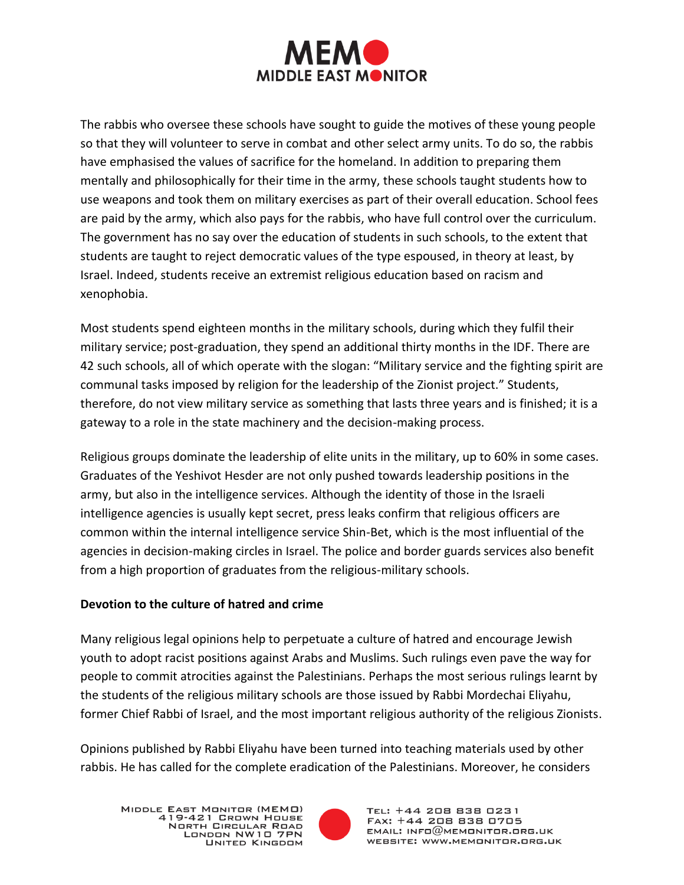The rabbis who oversee these schools have sought to guide the motives of these young people so that they will volunteer to serve in combat and other select army units. To do so, the rabbis have emphasised the values of sacrifice for the homeland. In addition to preparing them mentally and philosophically for their time in the army, these schools taught students how to use weapons and took them on military exercises as part of their overall education. School fees are paid by the army, which also pays for the rabbis, who have full control over the curriculum. The government has no say over the education of students in such schools, to the extent that students are taught to reject democratic values of the type espoused, in theory at least, by Israel. Indeed, students receive an extremist religious education based on racism and xenophobia.

Most students spend eighteen months in the military schools, during which they fulfil their military service; post-graduation, they spend an additional thirty months in the IDF. There are 42 such schools, all of which operate with the slogan: "Military service and the fighting spirit are communal tasks imposed by religion for the leadership of the Zionist project." Students, therefore, do not view military service as something that lasts three years and is finished; it is a gateway to a role in the state machinery and the decision-making process.

Religious groups dominate the leadership of elite units in the military, up to 60% in some cases. Graduates of the Yeshivot Hesder are not only pushed towards leadership positions in the army, but also in the intelligence services. Although the identity of those in the Israeli intelligence agencies is usually kept secret, press leaks confirm that religious officers are common within the internal intelligence service Shin-Bet, which is the most influential of the agencies in decision-making circles in Israel. The police and border guards services also benefit from a high proportion of graduates from the religious-military schools.

**Devotion to the culture of hatred and crime**

Many religious legal opinions help to perpetuate a culture of hatred and encourage Jewish youth to adopt racist positions against Arabs and Muslims. Such rulings even pave the way for people to commit atrocities against the Palestinians. Perhaps the most serious rulings learnt by the students of the religious military schools are those issued by Rabbi Mordechai Eliyahu, former Chief Rabbi of Israel, and the most important religious authority of the religious Zionists.

Opinions published by Rabbi Eliyahu have been turned into teaching materials used by other rabbis. He has called for the complete eradication of the Palestinians. Moreover, he considers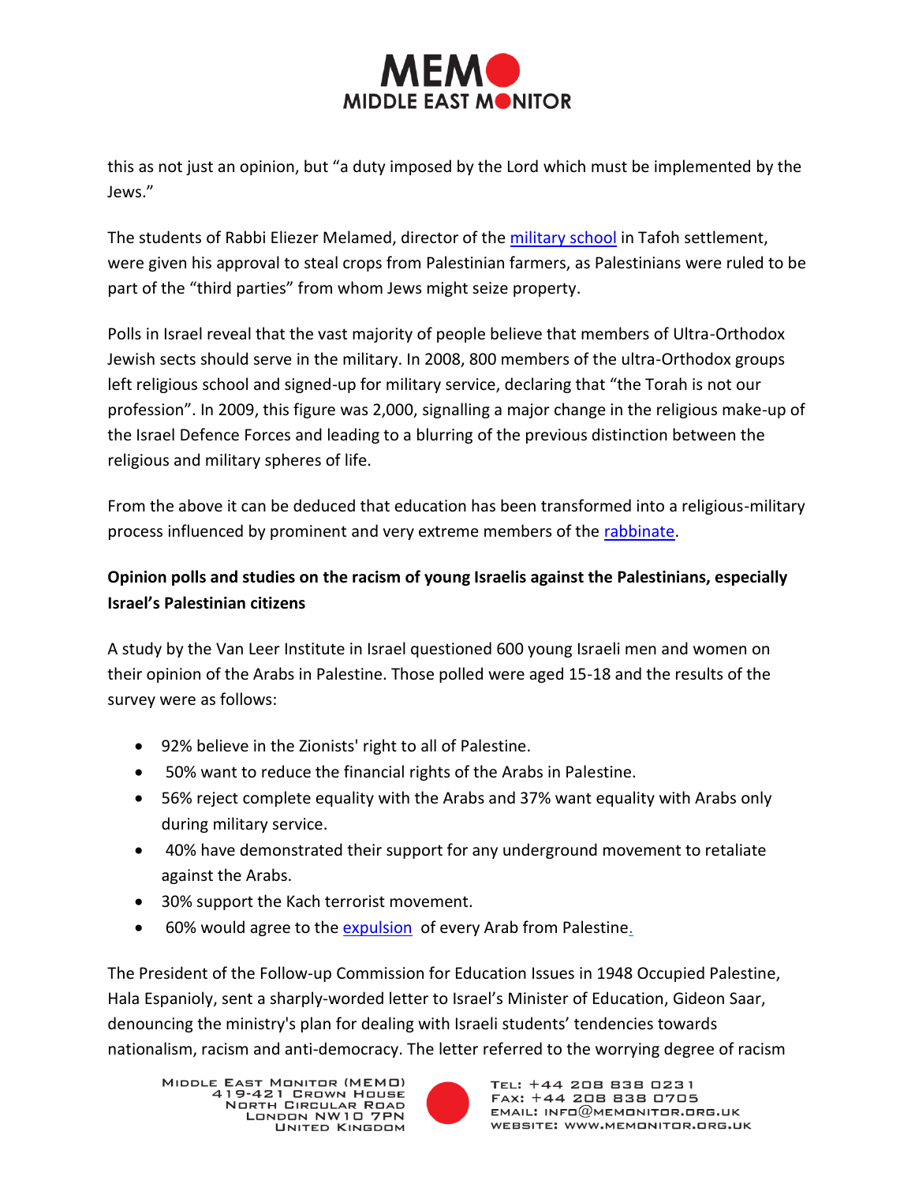this as not just an opinion, but "a duty imposed by the Lord which must be implemented by the Jews."

The students of Rabbi Eliezer Melamed, director of the military school in Tafoh settlement, were given his approval to steal crops from Palestinian farmers, as Palestinians were ruled to be part of the "third parties" from whom Jews might seize property.

Polls in Israel reveal that the vast majority of people believe that members of Ultra-Orthodox Jewish sects should serve in the military. In 2008, 800 members of the ultra-Orthodox groups left religious school and signed-up for military service, declaring that "the Torah is not our profession". In 2009, this figure was 2,000, signalling a major change in the religious make-up of the Israel Defence Forces and leading to a blurring of the previous distinction between the religious and military spheres of life.

From the above it can be deduced that education has been transformed into a religious-military process influenced by prominent and very extreme members of the rabbinate.

**Opinion polls and studies on the racism of young Israelis against the Palestinians, especially Israel's Palestinian citizens**

A study by the Van Leer Institute in Israel questioned 600 young Israeli men and women on their opinion of the Arabs in Palestine. Those polled were aged 15-18 and the results of the survey were as follows:

- 92% believe in the Zionists' right to all of Palestine.
- 50% want to reduce the financial rights of the Arabs in Palestine.
- 56% reject complete equality with the Arabs and 37% want equality with Arabs only during military service.
- 40% have demonstrated their support for any underground movement to retaliate against the Arabs.
- 30% support the Kach terrorist movement.
- 60% would agree to the expulsion of every Arab from Palestine.

The President of the Follow-up Commission for Education Issues in 1948 Occupied Palestine, Hala Espanioly, sent a sharply-worded letter to Israel's Minister of Education, Gideon Saar, denouncing the ministry's plan for dealing with Israeli students' tendencies towards nationalism, racism and anti-democracy. The letter referred to the worrying degree of racism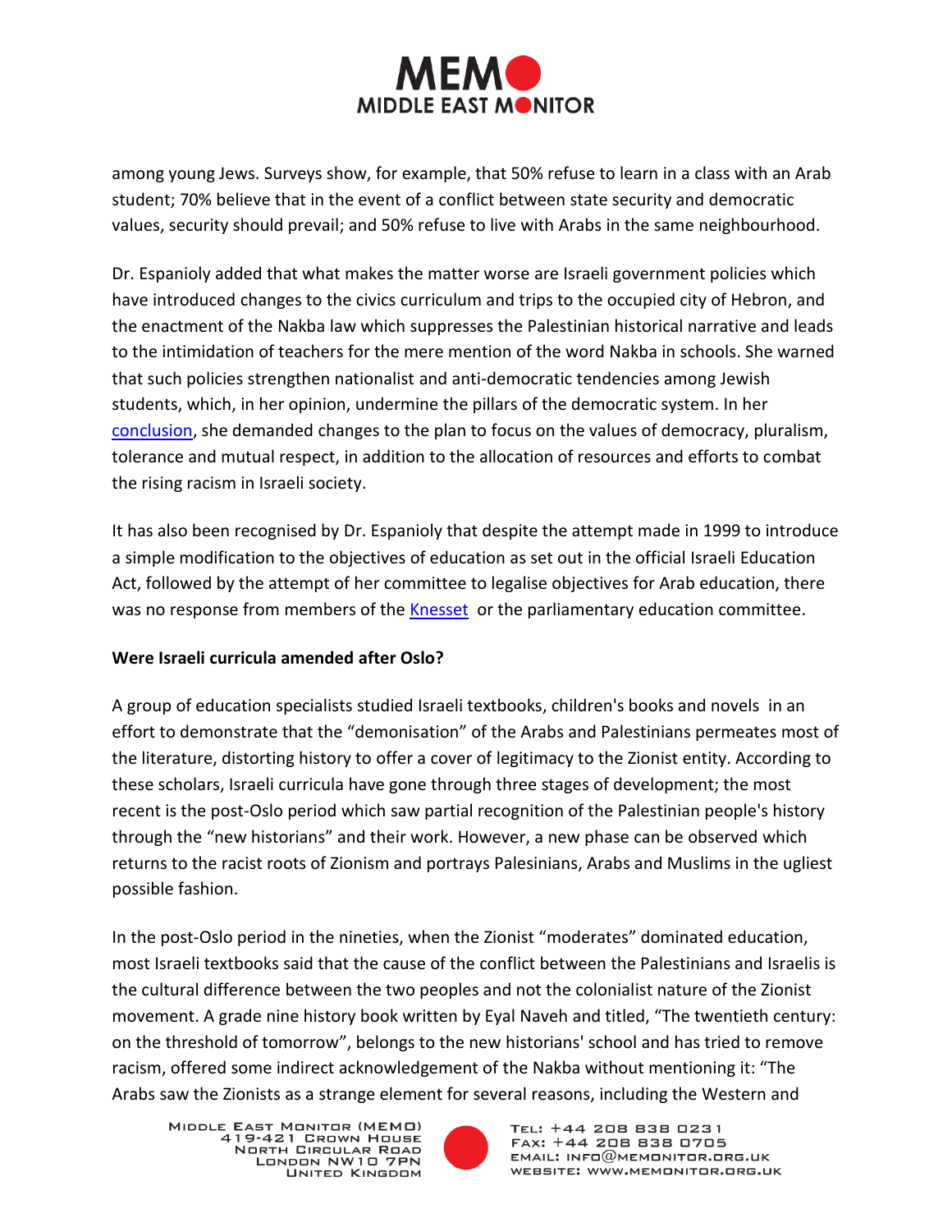among young Jews. Surveys show, for example, that 50% refuse to learn in a class with an Arab student; 70% believe that in the event of a conflict between state security and democratic values, security should prevail; and 50% refuse to live with Arabs in the same neighbourhood.

Dr. Espanioly added that what makes the matter worse are Israeli government policies which have introduced changes to the civics curriculum and trips to the occupied city of Hebron, and the enactment of the Nakba law which suppresses the Palestinian historical narrative and leads to the intimidation of teachers for the mere mention of the word Nakba in schools. She warned that such policies strengthen nationalist and anti-democratic tendencies among Jewish students, which, in her opinion, undermine the pillars of the democratic system. In her conclusion, she demanded changes to the plan to focus on the values of democracy, pluralism, tolerance and mutual respect, in addition to the allocation of resources and efforts to combat the rising racism in Israeli society.

It has also been recognised by Dr. Espanioly that despite the attempt made in 1999 to introduce a simple modification to the objectives of education as set out in the official Israeli Education Act, followed by the attempt of her committee to legalise objectives for Arab education, there was no response from members of the Knesset or the parliamentary education committee.

**Were Israeli curricula amended after Oslo?**

A group of education specialists studied Israeli textbooks, children's books and novels in an effort to demonstrate that the "demonisation" of the Arabs and Palestinians permeates most of the literature, distorting history to offer a cover of legitimacy to the Zionist entity. According to these scholars, Israeli curricula have gone through three stages of development; the most recent is the post-Oslo period which saw partial recognition of the Palestinian people's history through the "new historians" and their work. However, a new phase can be observed which returns to the racist roots of Zionism and portrays Palesinians, Arabs and Muslims in the ugliest possible fashion.

In the post-Oslo period in the nineties, when the Zionist "moderates" dominated education, most Israeli textbooks said that the cause of the conflict between the Palestinians and Israelis is the cultural difference between the two peoples and not the colonialist nature of the Zionist movement. A grade nine history book written by Eyal Naveh and titled, "The twentieth century: on the threshold of tomorrow", belongs to the new historians' school and has tried to remove racism, offered some indirect acknowledgement of the Nakba without mentioning it: "The Arabs saw the Zionists as a strange element for several reasons, including the Western and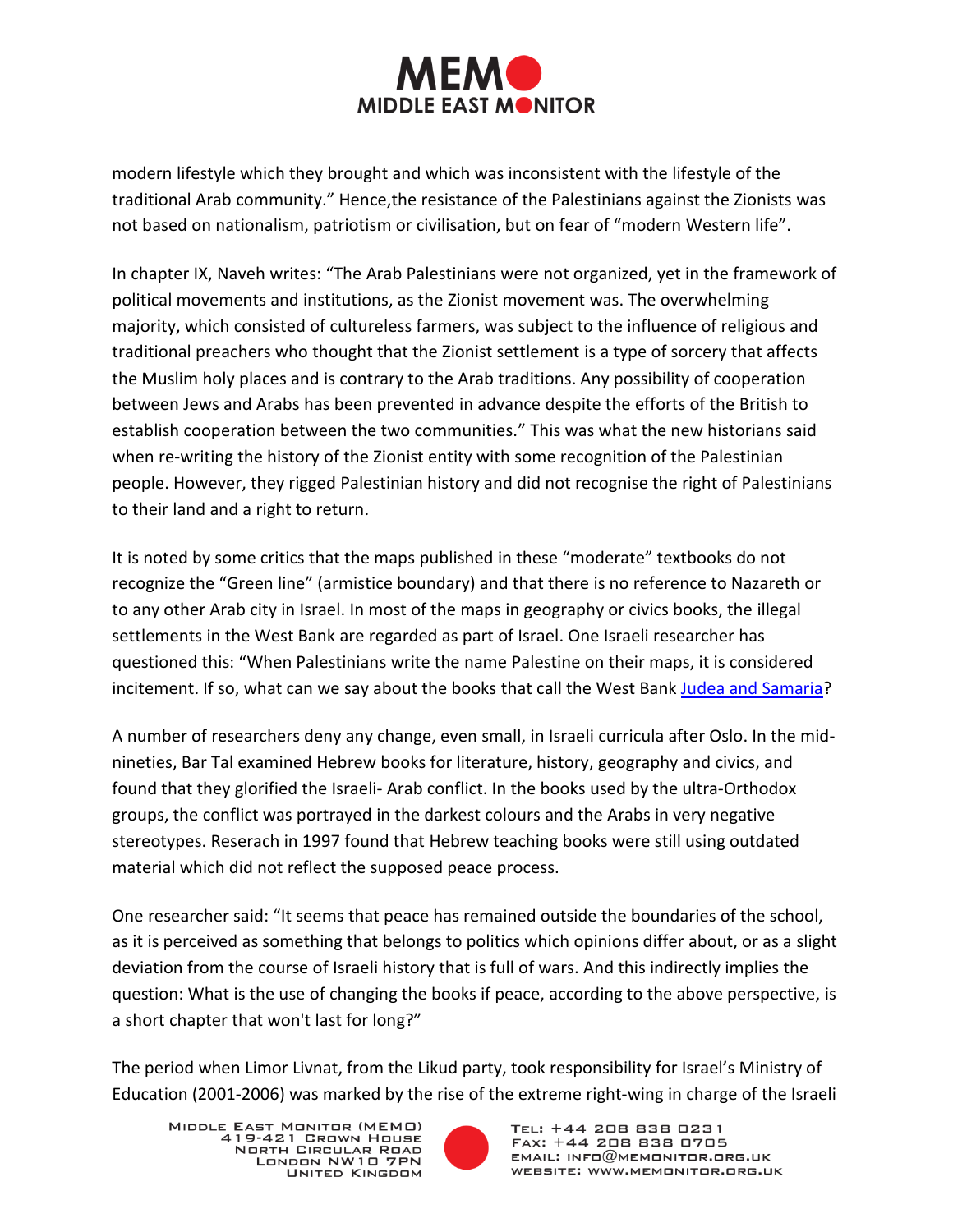modern lifestyle which they brought and which was inconsistent with the lifestyle of the traditional Arab community." Hence,the resistance of the Palestinians against the Zionists was not based on nationalism, patriotism or civilisation, but on fear of "modern Western life".

In chapter IX, Naveh writes: "The Arab Palestinians were not organized, yet in the framework of political movements and institutions, as the Zionist movement was. The overwhelming majority, which consisted of cultureless farmers, was subject to the influence of religious and traditional preachers who thought that the Zionist settlement is a type of sorcery that affects the Muslim holy places and is contrary to the Arab traditions. Any possibility of cooperation between Jews and Arabs has been prevented in advance despite the efforts of the British to establish cooperation between the two communities." This was what the new historians said when re-writing the history of the Zionist entity with some recognition of the Palestinian people. However, they rigged Palestinian history and did not recognise the right of Palestinians to their land and a right to return.

It is noted by some critics that the maps published in these "moderate" textbooks do not recognize the "Green line" (armistice boundary) and that there is no reference to Nazareth or to any other Arab city in Israel. In most of the maps in geography or civics books, the illegal settlements in the West Bank are regarded as part of Israel. One Israeli researcher has questioned this: "When Palestinians write the name Palestine on their maps, it is considered incitement. If so, what can we say about the books that call the West Bank [Judea and Samaria]?

A number of researchers deny any change, even small, in Israeli curricula after Oslo. In the mid-nineties, Bar Tal examined Hebrew books for literature, history, geography and civics, and found that they glorified the Israeli- Arab conflict. In the books used by the ultra-Orthodox groups, the conflict was portrayed in the darkest colours and the Arabs in very negative stereotypes. Reserach in 1997 found that Hebrew teaching books were still using outdated material which did not reflect the supposed peace process.

One researcher said: "It seems that peace has remained outside the boundaries of the school, as it is perceived as something that belongs to politics which opinions differ about, or as a slight deviation from the course of Israeli history that is full of wars. And this indirectly implies the question: What is the use of changing the books if peace, according to the above perspective, is a short chapter that won't last for long?"

The period when Limor Livnat, from the Likud party, took responsibility for Israel's Ministry of Education (2001-2006) was marked by the rise of the extreme right-wing in charge of the Israeli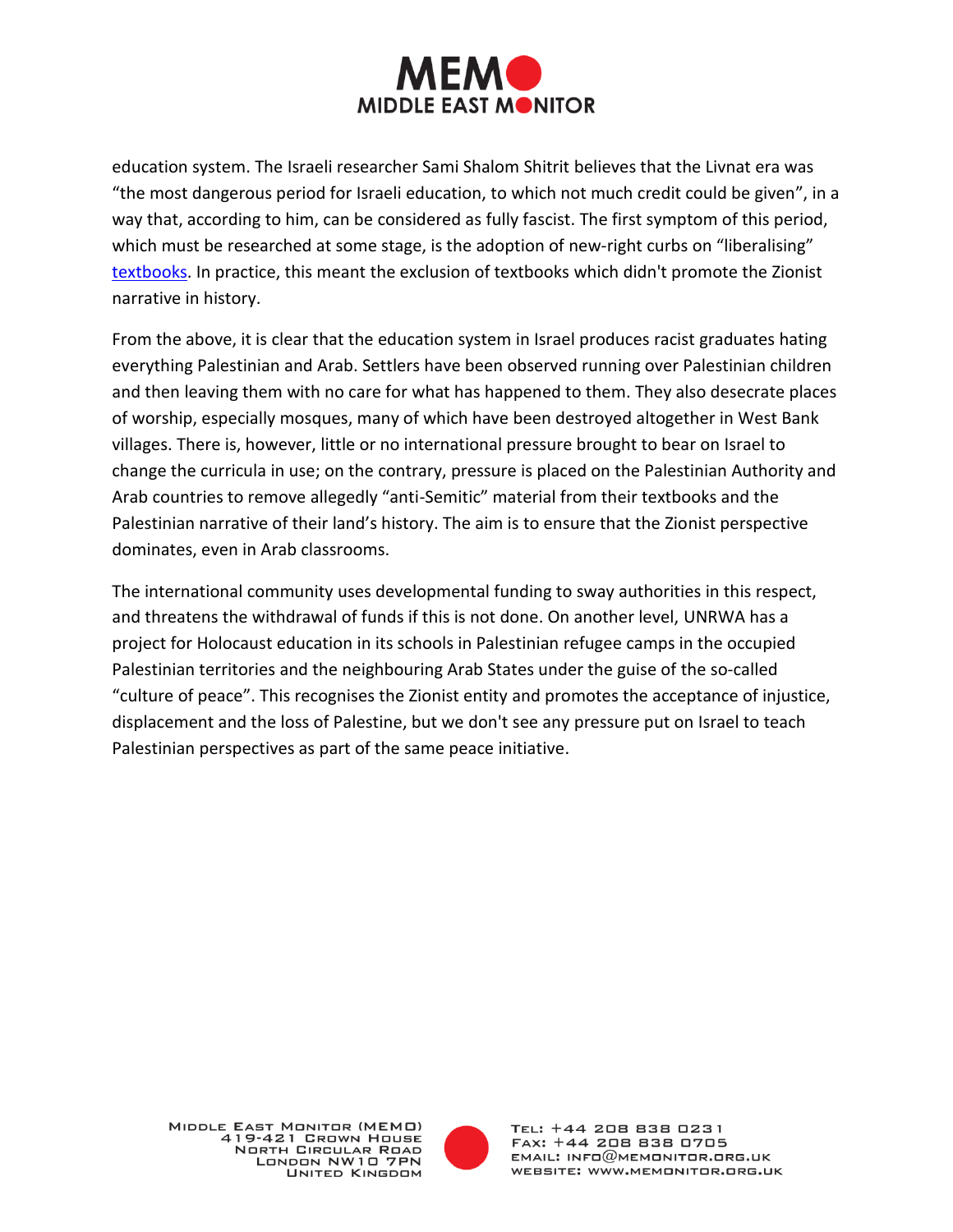education system. The Israeli researcher Sami Shalom Shitrit believes that the Livnat era was "the most dangerous period for Israeli education, to which not much credit could be given", in a way that, according to him, can be considered as fully fascist. The first symptom of this period, which must be researched at some stage, is the adoption of new-right curbs on "liberalising" textbooks. In practice, this meant the exclusion of textbooks which didn't promote the Zionist narrative in history.

From the above, it is clear that the education system in Israel produces racist graduates hating everything Palestinian and Arab. Settlers have been observed running over Palestinian children and then leaving them with no care for what has happened to them. They also desecrate places of worship, especially mosques, many of which have been destroyed altogether in West Bank villages. There is, however, little or no international pressure brought to bear on Israel to change the curricula in use; on the contrary, pressure is placed on the Palestinian Authority and Arab countries to remove allegedly "anti-Semitic" material from their textbooks and the Palestinian narrative of their land's history. The aim is to ensure that the Zionist perspective dominates, even in Arab classrooms.

The international community uses developmental funding to sway authorities in this respect, and threatens the withdrawal of funds if this is not done. On another level, UNRWA has a project for Holocaust education in its schools in Palestinian refugee camps in the occupied Palestinian territories and the neighbouring Arab States under the guise of the so-called "culture of peace". This recognises the Zionist entity and promotes the acceptance of injustice, displacement and the loss of Palestine, but we don't see any pressure put on Israel to teach Palestinian perspectives as part of the same peace initiative.